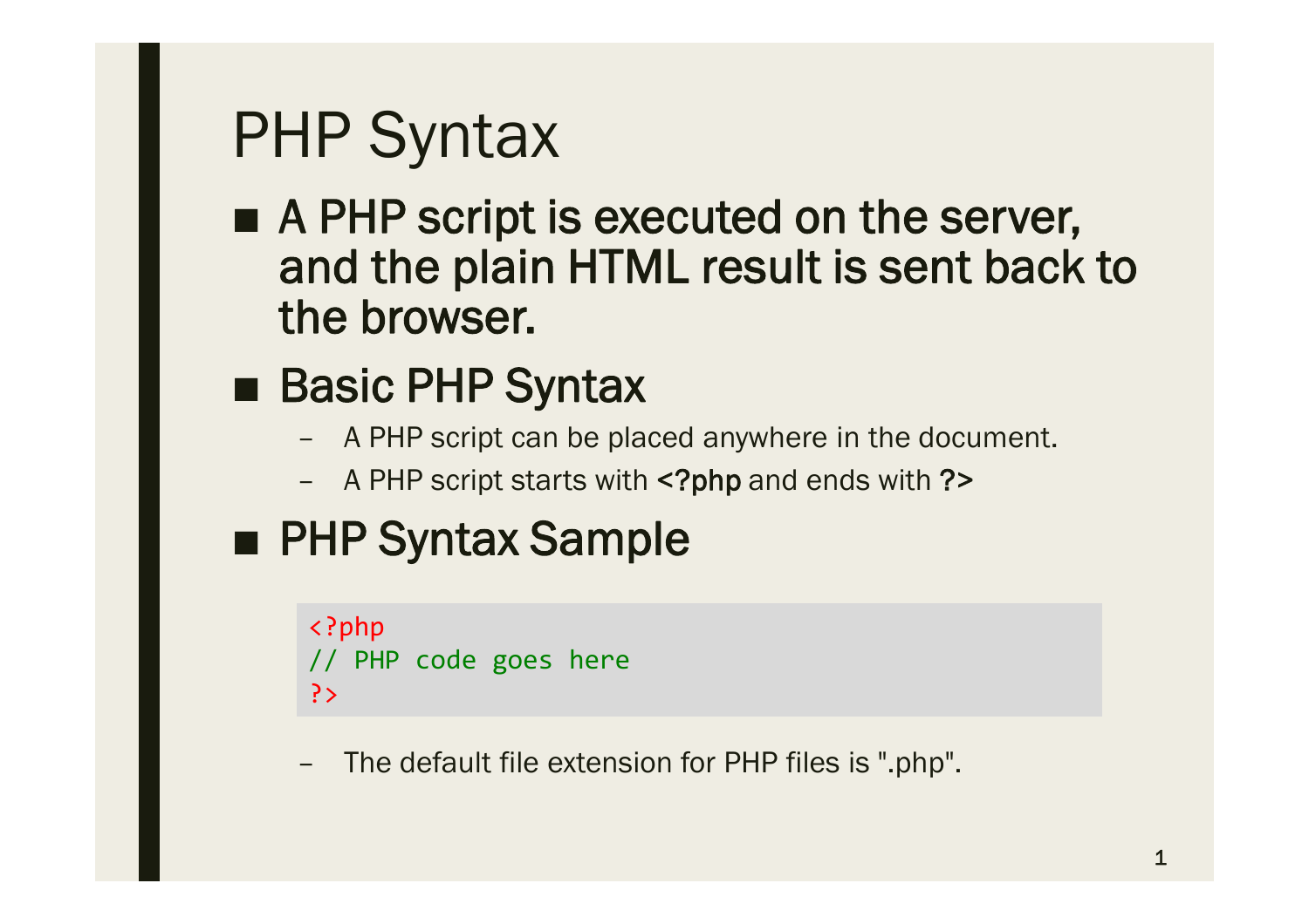# PHP Syntax

- A PHP script is executed on the server, and the plain HTML result is sent back to the browser.
- Basic PHP Syntax
  - A PHP script can be placed anywhere in the document.
  - A PHP script starts with **<?php** and ends with **?>**
- PHP Syntax Sample

```php
<?php
// PHP code goes here
?>
```

  - The default file extension for PHP files is ".php".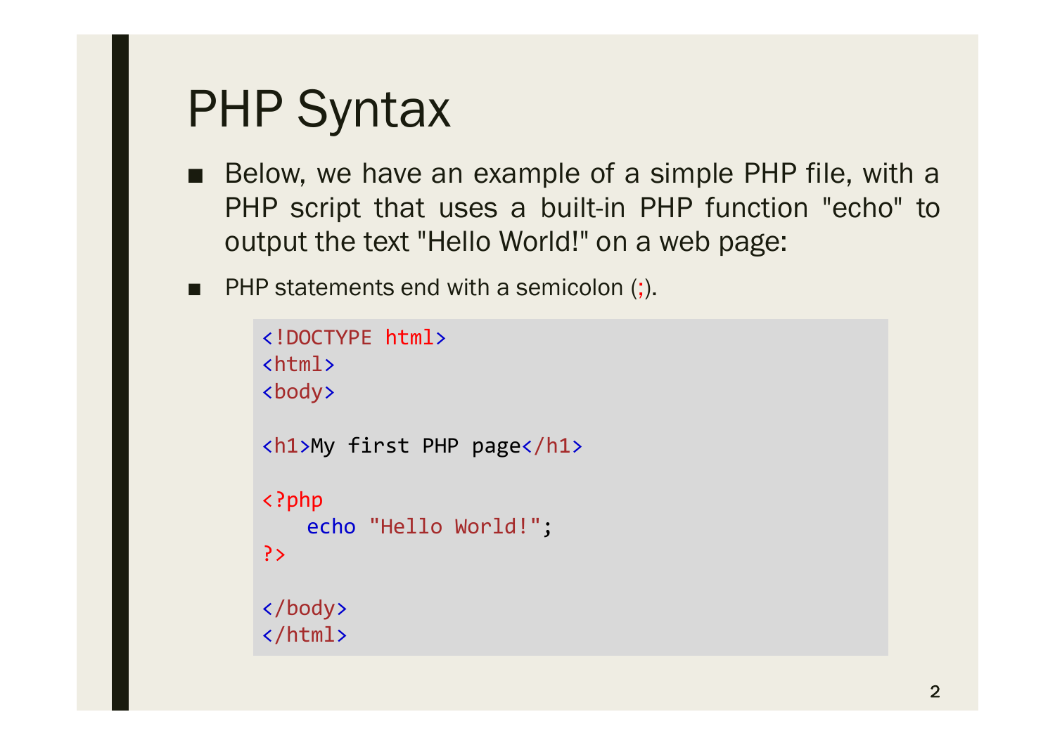# PHP Syntax

- Below, we have an example of a simple PHP file, with a PHP script that uses a built-in PHP function "echo" to output the text "Hello World!" on a web page:
- PHP statements end with a semicolon (;).

```
<!DOCTYPE html>
<html>
<body>

<h1>My first PHP page</h1>

<?php
   echo "Hello World!";
?>

</body>
</html>
```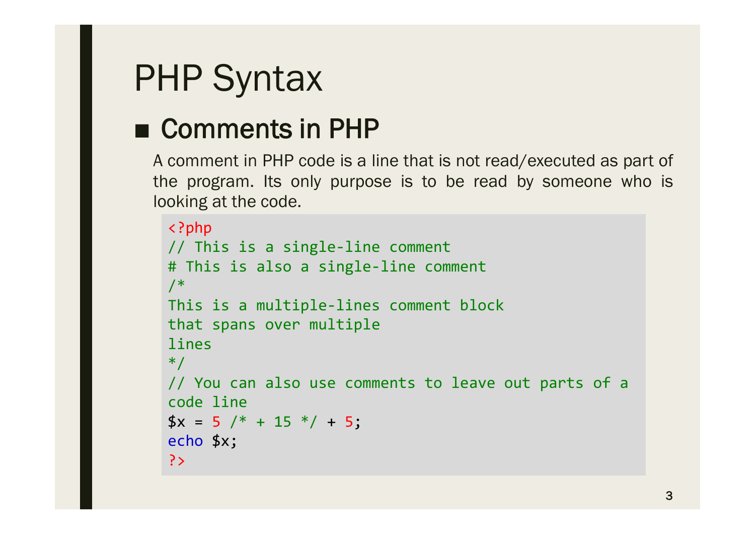# PHP Syntax

## Comments in PHP

A comment in PHP code is a line that is not read/executed as part of the program. Its only purpose is to be read by someone who is looking at the code.

```
<?php
// This is a single-line comment
# This is also a single-line comment
/*
This is a multiple-lines comment block
that spans over multiple
lines
*/
// You can also use comments to leave out parts of a
code line
$x = 5 /* + 15 */ + 5;
echo $x;
?>
```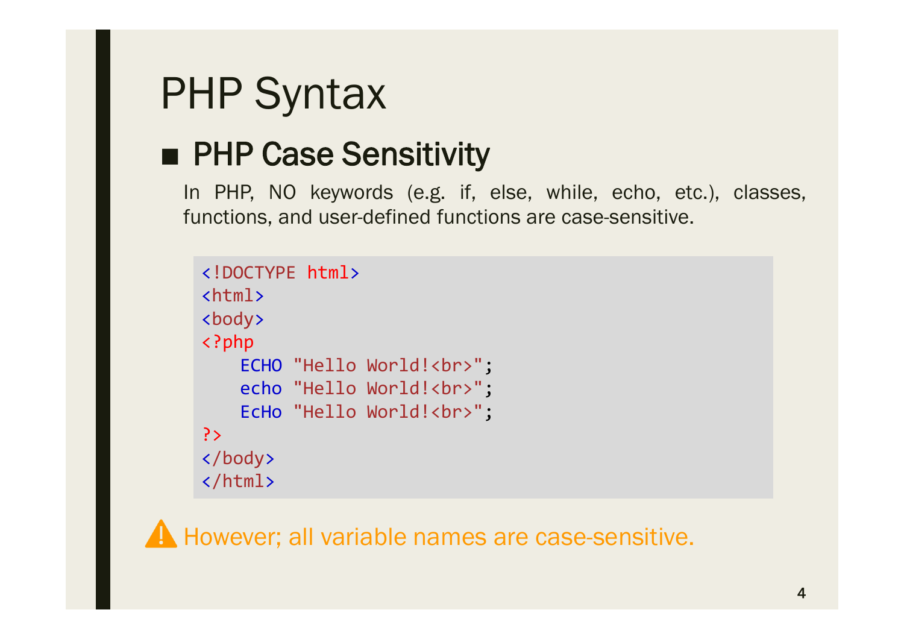# PHP Syntax

## PHP Case Sensitivity

In PHP, NO keywords (e.g. if, else, while, echo, etc.), classes, functions, and user-defined functions are case-sensitive.

```
<!DOCTYPE html>
<html>
<body>
<?php
    ECHO "Hello World!<br>";
    echo "Hello World!<br>";
    EcHo "Hello World!<br>";
?>
</body>
</html>
```

⚠ However; all variable names are case-sensitive.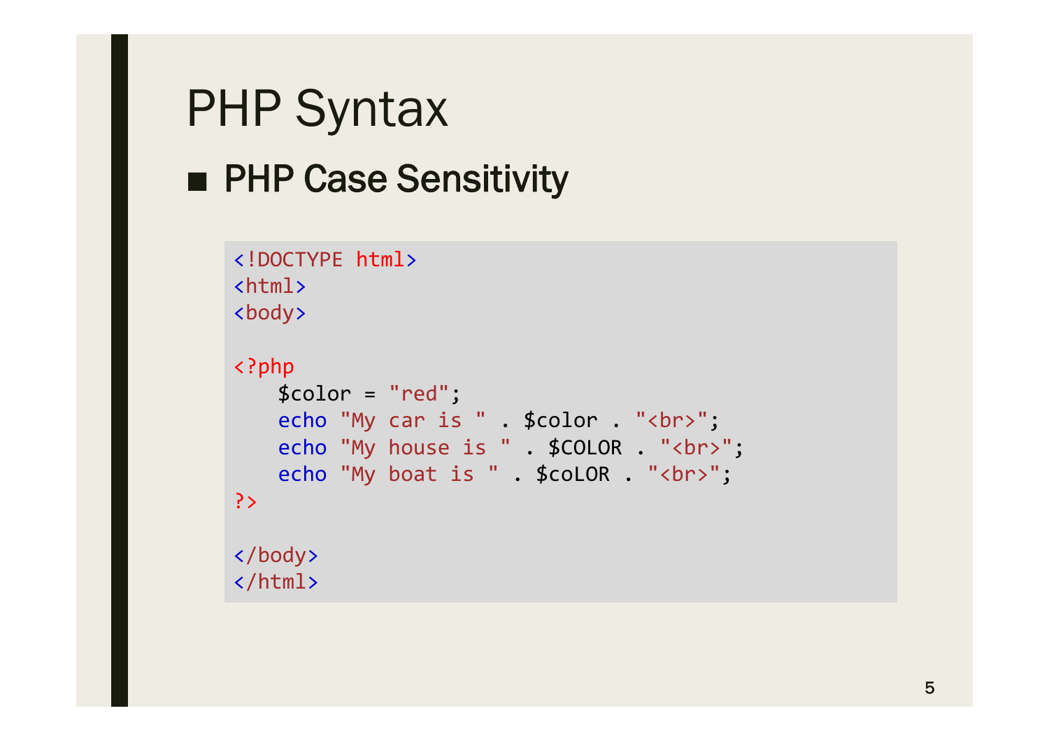# PHP Syntax

- **PHP Case Sensitivity**

```
<!DOCTYPE html>
<html>
<body>

<?php
   $color = "red";
   echo "My car is " . $color . "<br>";
   echo "My house is " . $COLOR . "<br>";
   echo "My boat is " . $coLOR . "<br>";
?>

</body>
</html>
```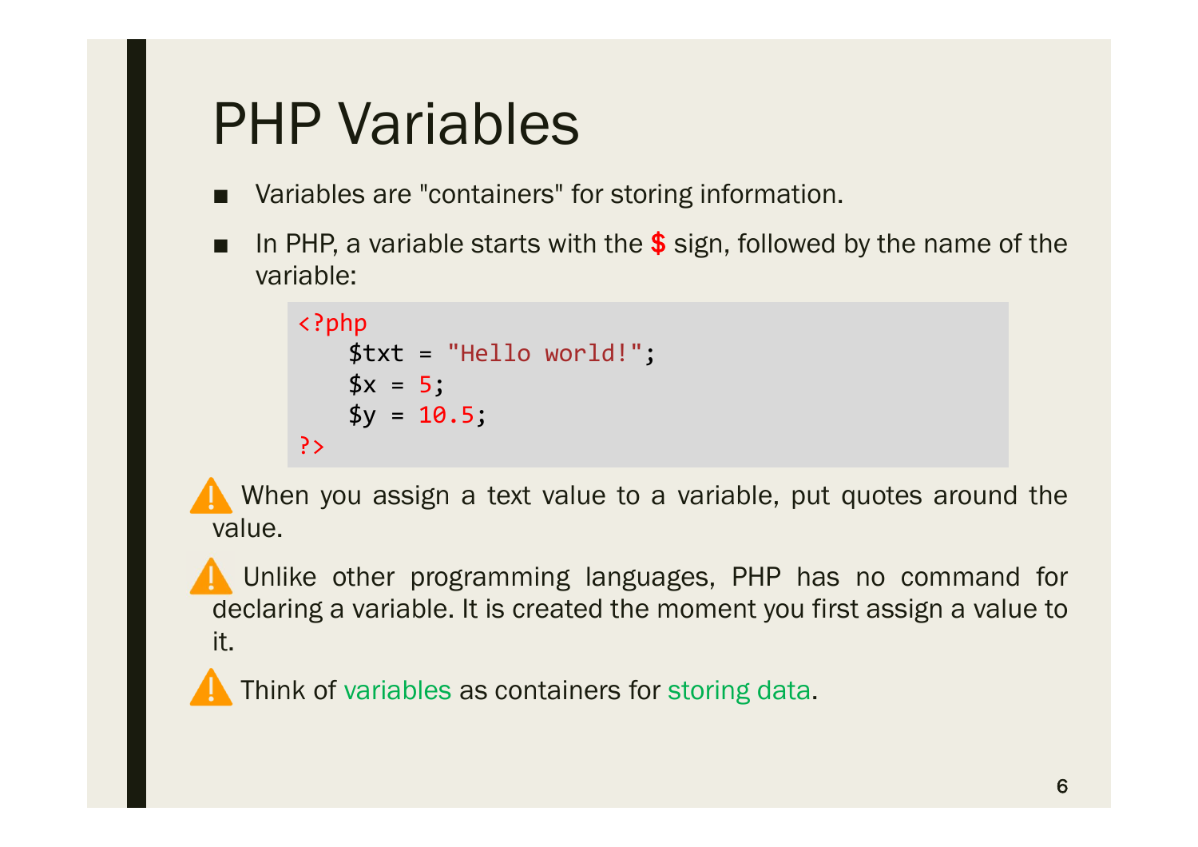# PHP Variables

- Variables are "containers" for storing information.
- In PHP, a variable starts with the **$** sign, followed by the name of the variable:

```php
<?php
    $txt = "Hello world!";
    $x = 5;
    $y = 10.5;
?>
```

⚠️ When you assign a text value to a variable, put quotes around the value.

⚠️ Unlike other programming languages, PHP has no command for declaring a variable. It is created the moment you first assign a value to it.

⚠️ Think of variables as containers for storing data.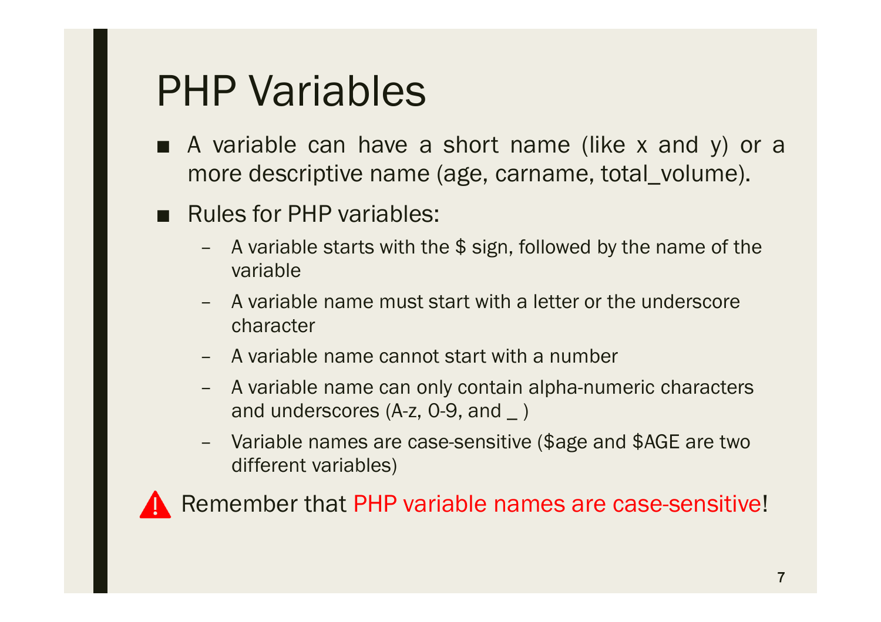# PHP Variables

- A variable can have a short name (like x and y) or a more descriptive name (age, carname, total_volume).
- Rules for PHP variables:
  - A variable starts with the $ sign, followed by the name of the variable
  - A variable name must start with a letter or the underscore character
  - A variable name cannot start with a number
  - A variable name can only contain alpha-numeric characters and underscores (A-z, 0-9, and _ )
  - Variable names are case-sensitive ($age and $AGE are two different variables)

⚠ Remember that PHP variable names are case-sensitive!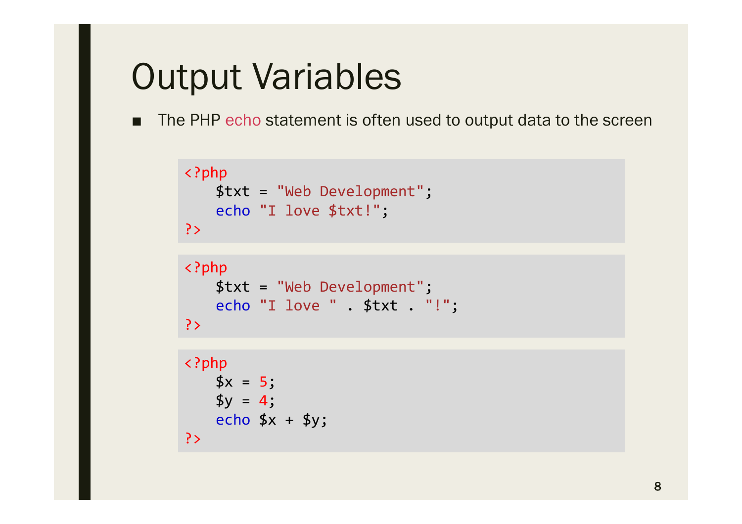# Output Variables

- The PHP echo statement is often used to output data to the screen

```php
<?php
    $txt = "Web Development";
    echo "I love $txt!";
?>
```

```php
<?php
    $txt = "Web Development";
    echo "I love " . $txt . "!";
?>
```

```php
<?php
    $x = 5;
    $y = 4;
    echo $x + $y;
?>
```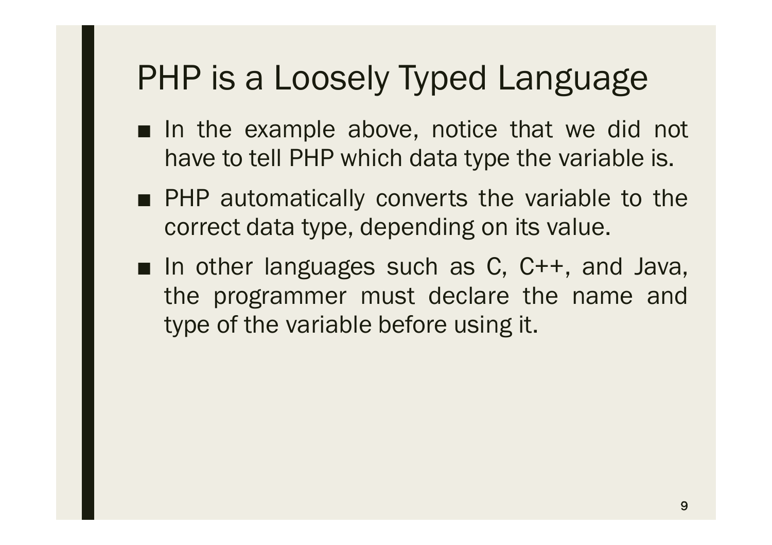# PHP is a Loosely Typed Language

- In the example above, notice that we did not have to tell PHP which data type the variable is.
- PHP automatically converts the variable to the correct data type, depending on its value.
- In other languages such as C, C++, and Java, the programmer must declare the name and type of the variable before using it.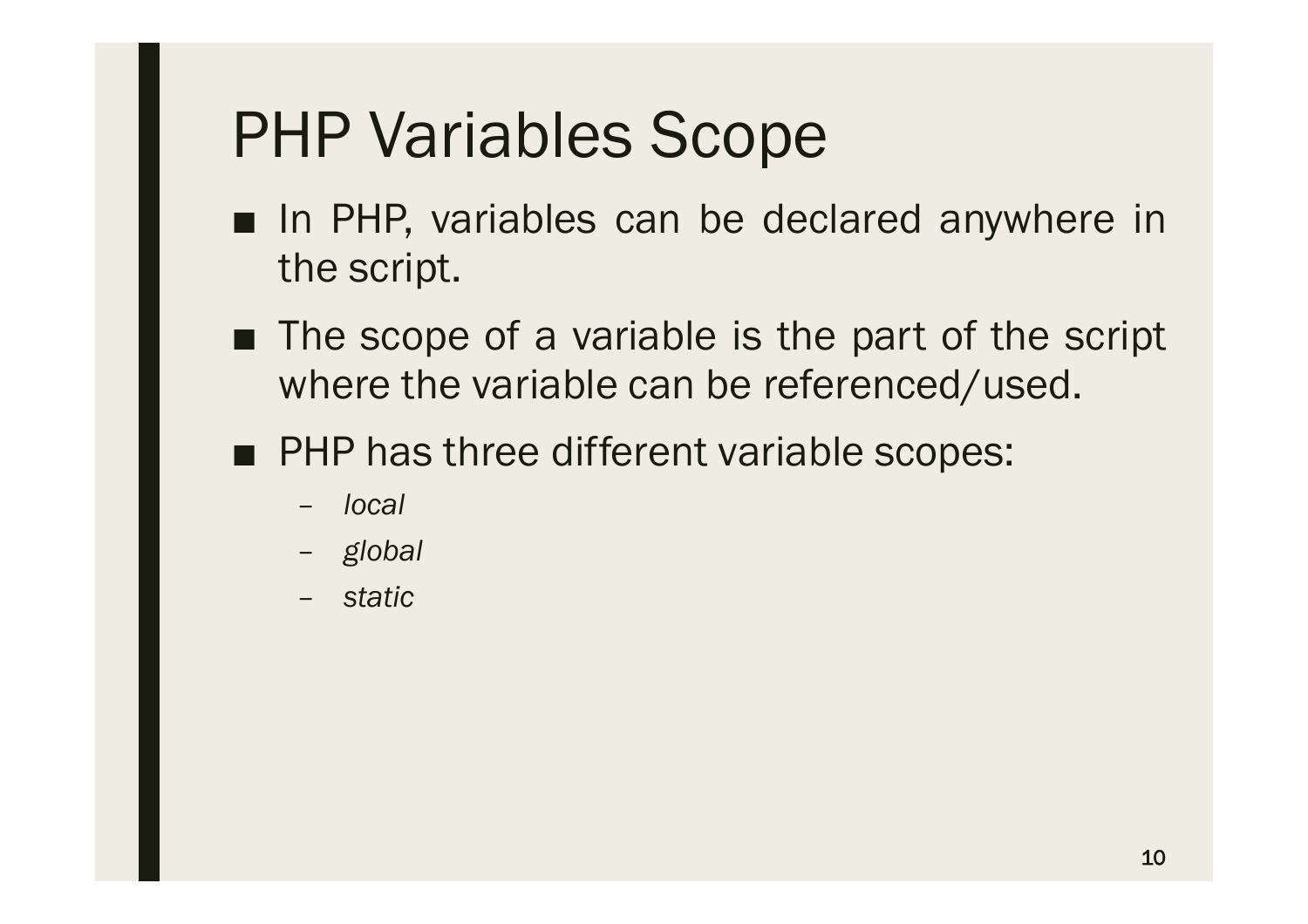# PHP Variables Scope

- In PHP, variables can be declared anywhere in the script.
- The scope of a variable is the part of the script where the variable can be referenced/used.
- PHP has three different variable scopes:
  - *local*
  - *global*
  - *static*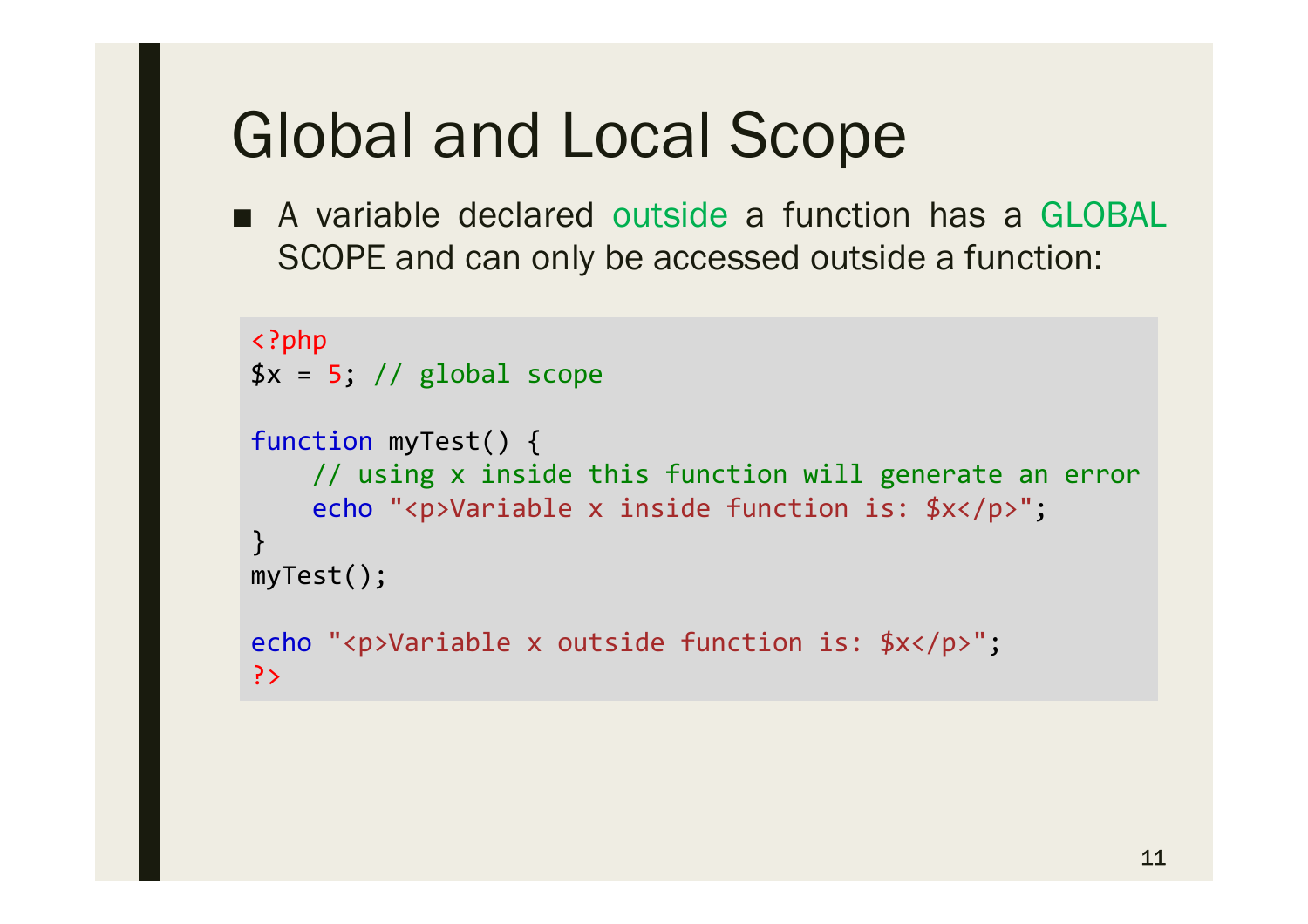# Global and Local Scope

- A variable declared outside a function has a GLOBAL SCOPE and can only be accessed outside a function:

```php
<?php
$x = 5; // global scope

function myTest() {
    // using x inside this function will generate an error
    echo "<p>Variable x inside function is: $x</p>";
}
myTest();

echo "<p>Variable x outside function is: $x</p>";
?>
```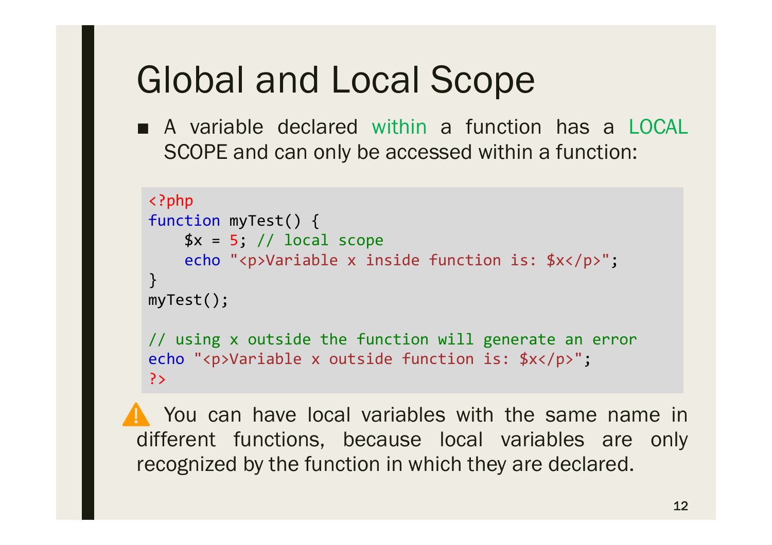# Global and Local Scope

- A variable declared within a function has a LOCAL SCOPE and can only be accessed within a function:

```
<?php
function myTest() {
    $x = 5; // local scope
    echo "<p>Variable x inside function is: $x</p>";
}
myTest();

// using x outside the function will generate an error
echo "<p>Variable x outside function is: $x</p>";
?>
```

⚠️ You can have local variables with the same name in different functions, because local variables are only recognized by the function in which they are declared.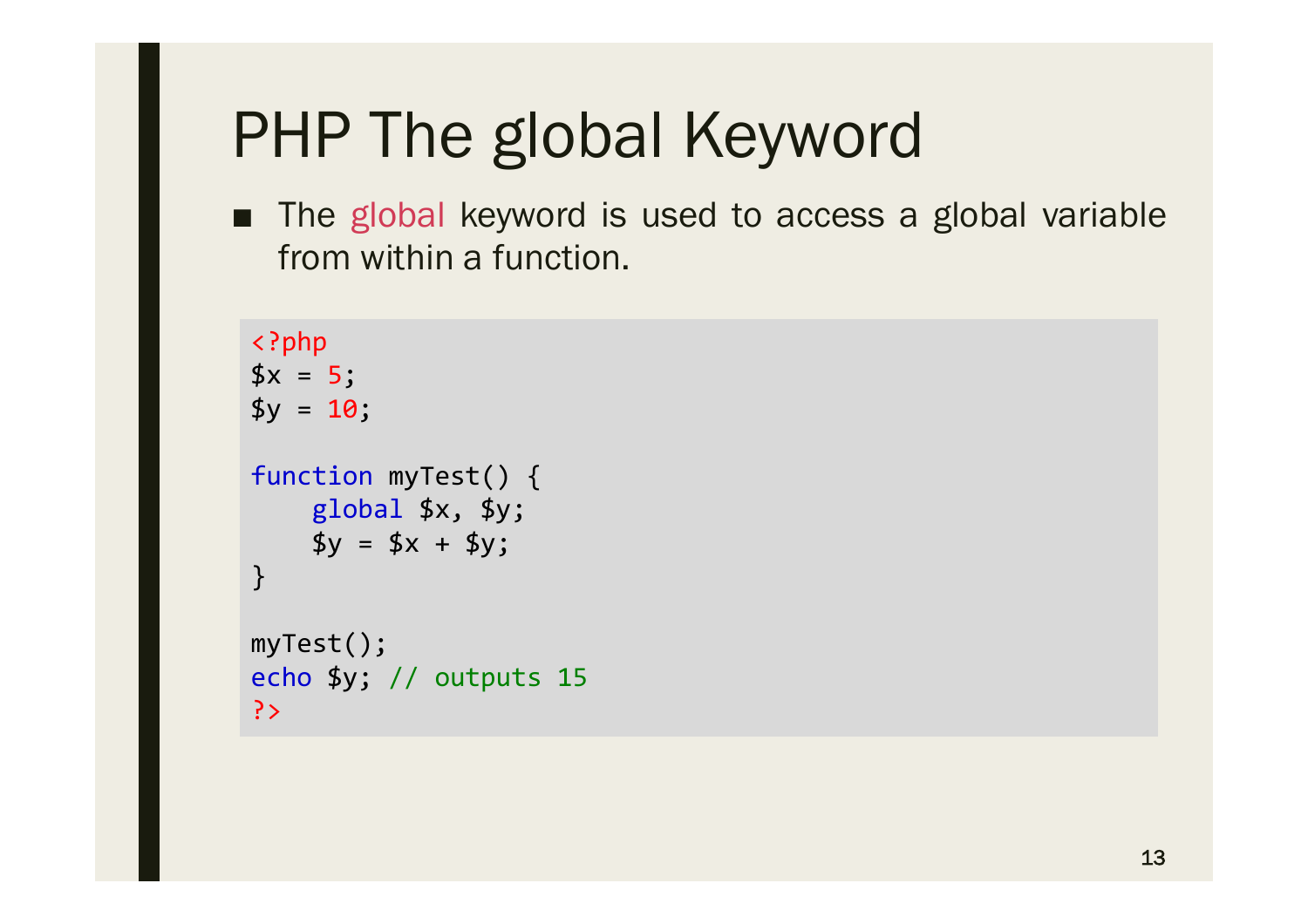# PHP The global Keyword

- The global keyword is used to access a global variable from within a function.

```
<?php
$x = 5;
$y = 10;

function myTest() {
    global $x, $y;
    $y = $x + $y;
}

myTest();
echo $y; // outputs 15
?>
```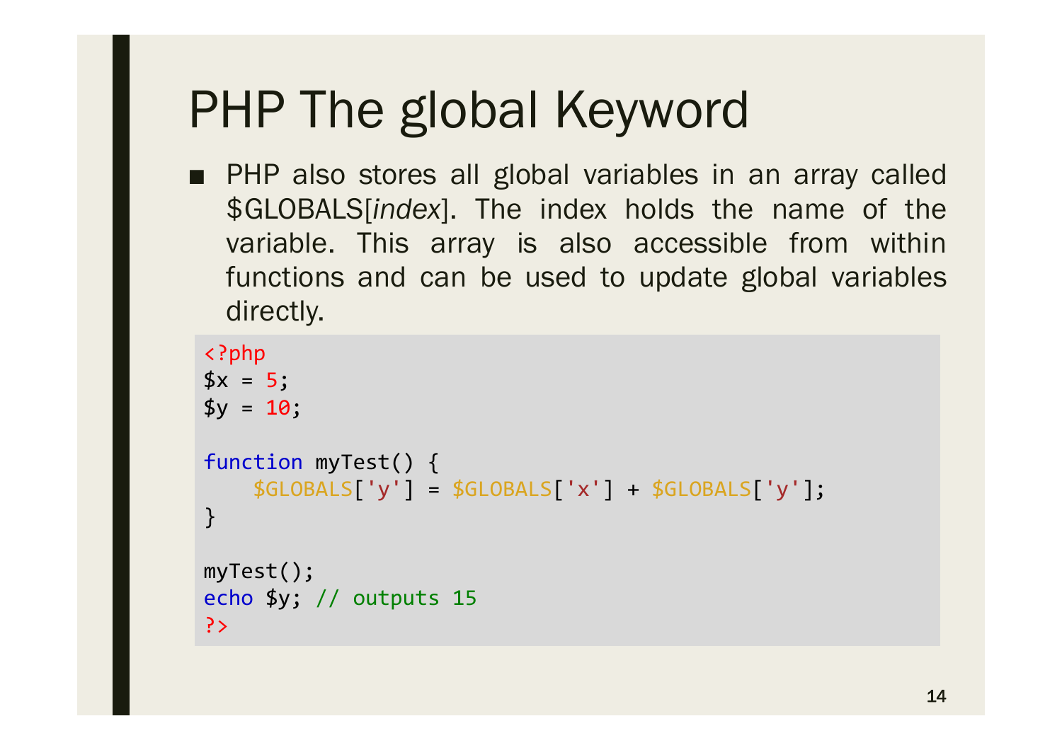# PHP The global Keyword

- PHP also stores all global variables in an array called $GLOBALS[*index*]. The index holds the name of the variable. This array is also accessible from within functions and can be used to update global variables directly.

```
<?php
$x = 5;
$y = 10;

function myTest() {
    $GLOBALS['y'] = $GLOBALS['x'] + $GLOBALS['y'];
}

myTest();
echo $y; // outputs 15
?>
```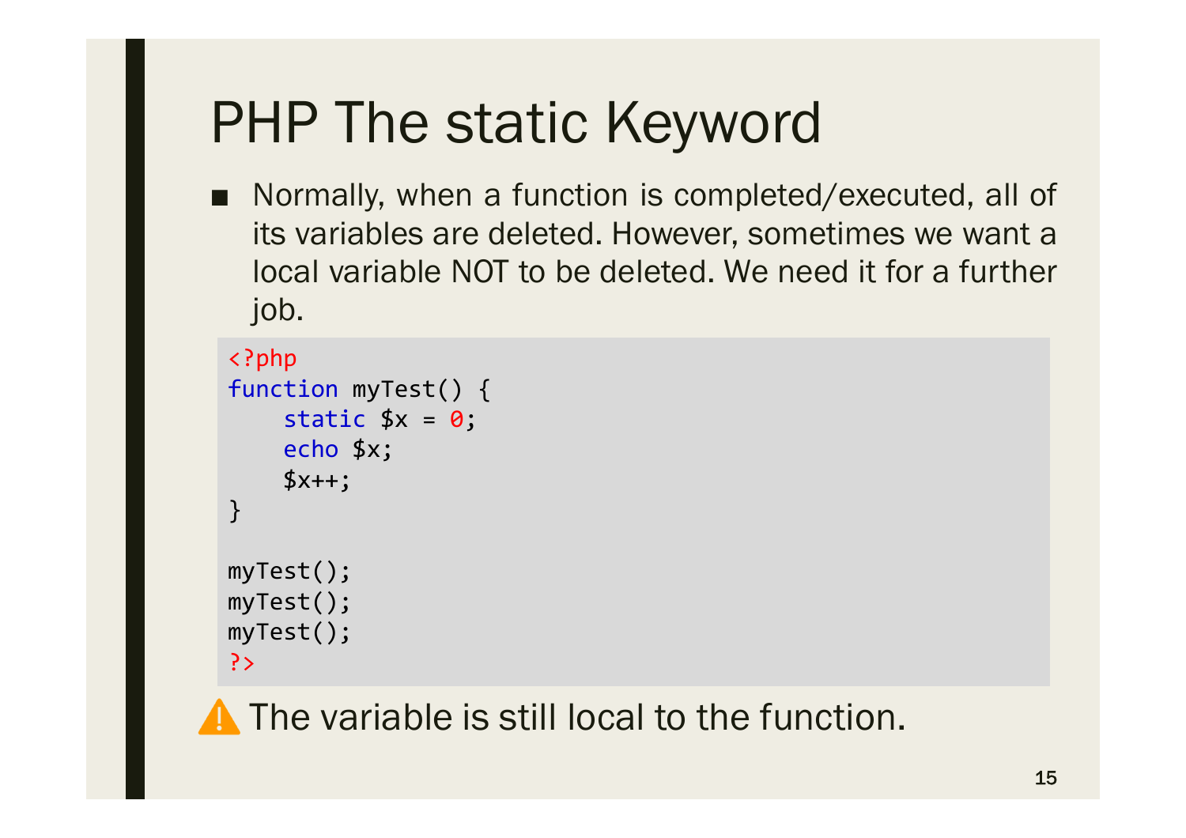# PHP The static Keyword

- Normally, when a function is completed/executed, all of its variables are deleted. However, sometimes we want a local variable NOT to be deleted. We need it for a further job.

```php
<?php
function myTest() {
    static $x = 0;
    echo $x;
    $x++;
}

myTest();
myTest();
myTest();
?>
```

⚠️ The variable is still local to the function.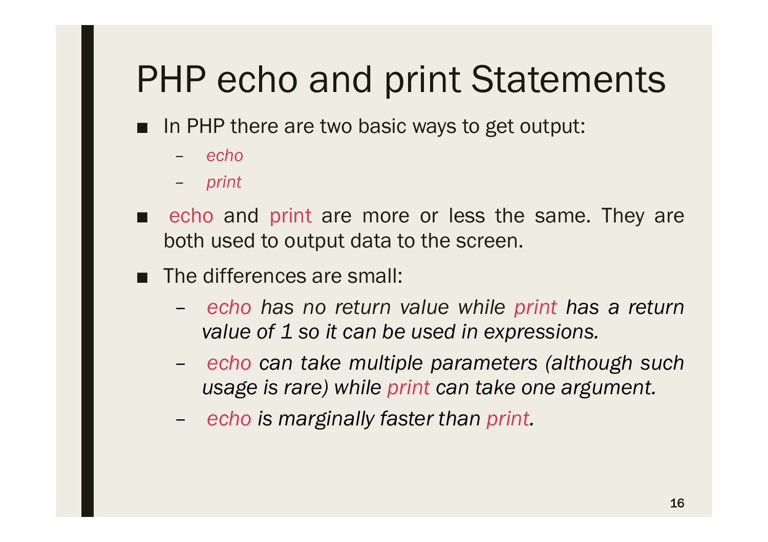# PHP echo and print Statements

- In PHP there are two basic ways to get output:
  - *echo*
  - *print*
- echo and print are more or less the same. They are both used to output data to the screen.
- The differences are small:
  - *echo has no return value while print has a return value of 1 so it can be used in expressions.*
  - *echo can take multiple parameters (although such usage is rare) while print can take one argument.*
  - *echo is marginally faster than print.*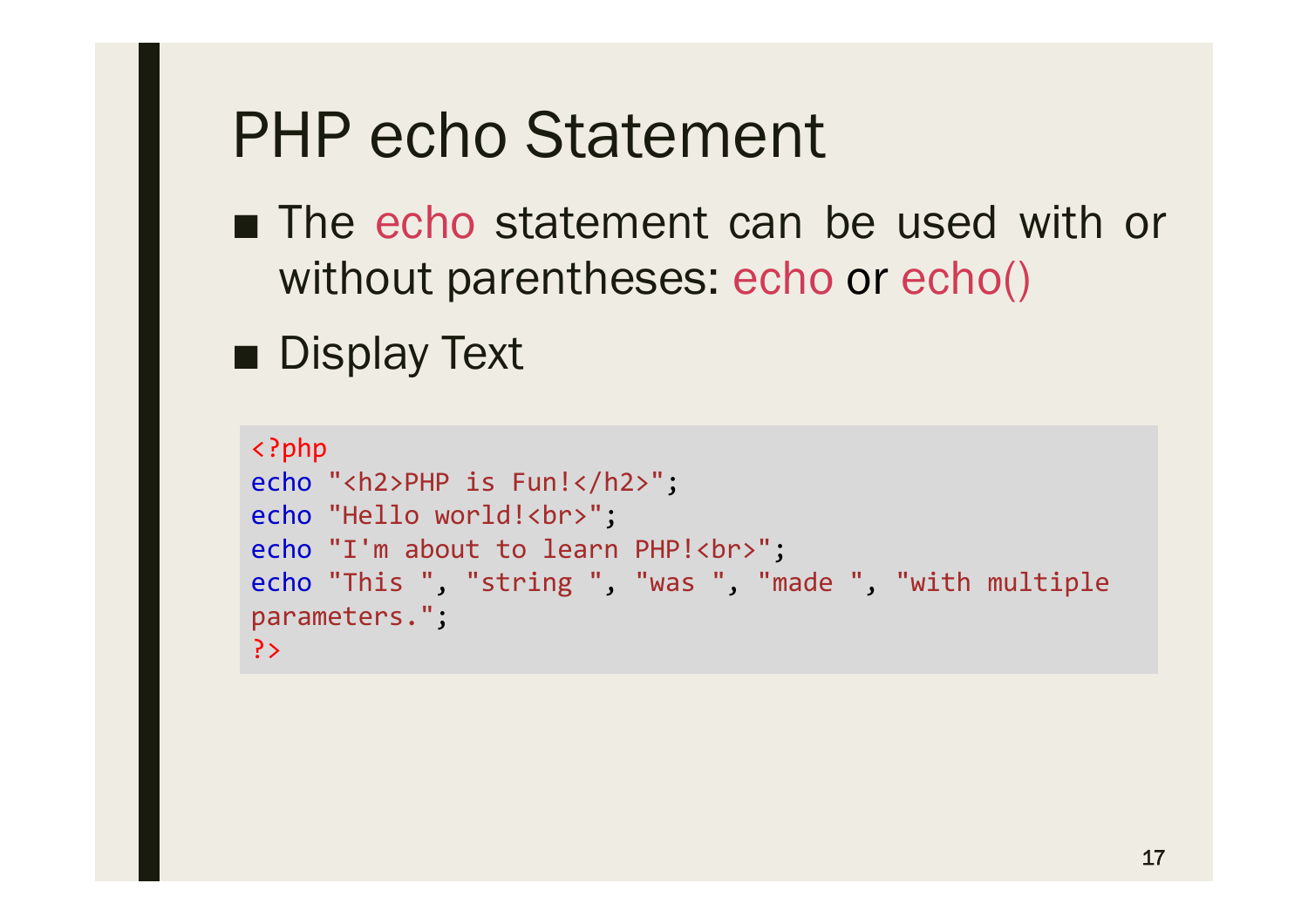# PHP echo Statement

- The echo statement can be used with or without parentheses: echo or echo()
- Display Text

```php
<?php
echo "<h2>PHP is Fun!</h2>";
echo "Hello world!<br>";
echo "I'm about to learn PHP!<br>";
echo "This ", "string ", "was ", "made ", "with multiple parameters.";
?>
```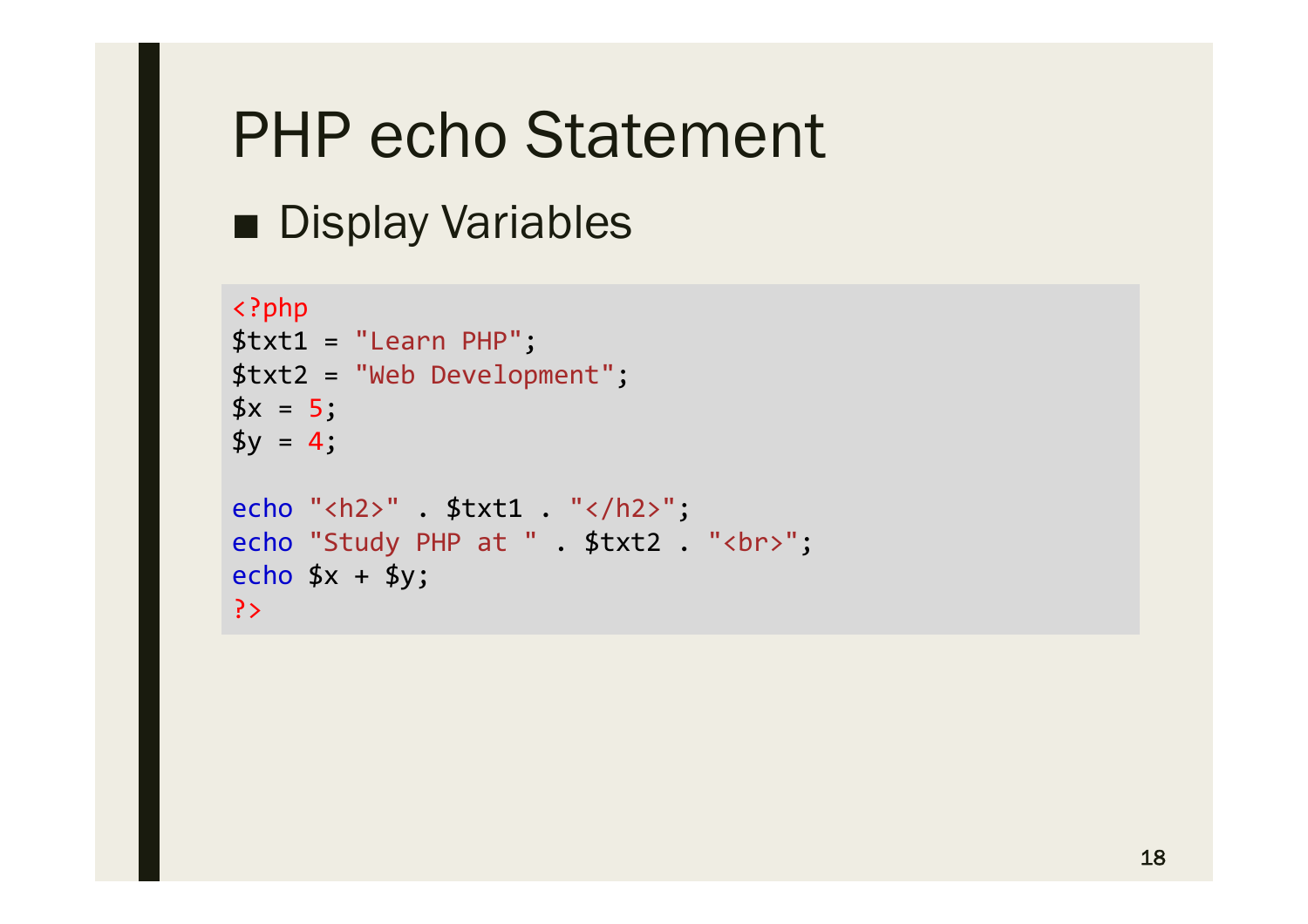# PHP echo Statement

- Display Variables

```php
<?php
$txt1 = "Learn PHP";
$txt2 = "Web Development";
$x = 5;
$y = 4;

echo "<h2>" . $txt1 . "</h2>";
echo "Study PHP at " . $txt2 . "<br>";
echo $x + $y;
?>
```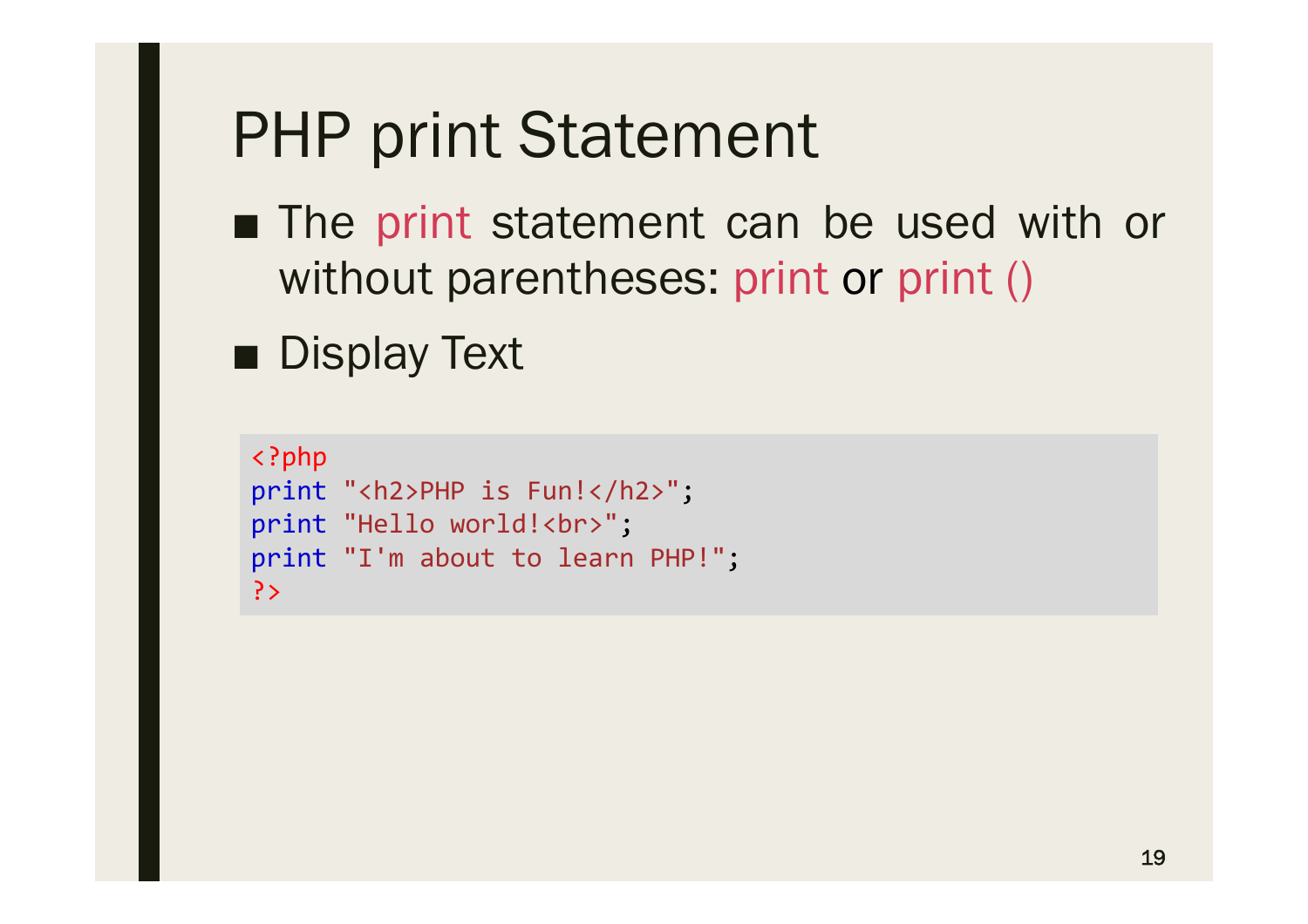# PHP print Statement

- The print statement can be used with or without parentheses: print or print ()
- Display Text

```
<?php
print "<h2>PHP is Fun!</h2>";
print "Hello world!<br>";
print "I'm about to learn PHP!";
?>
```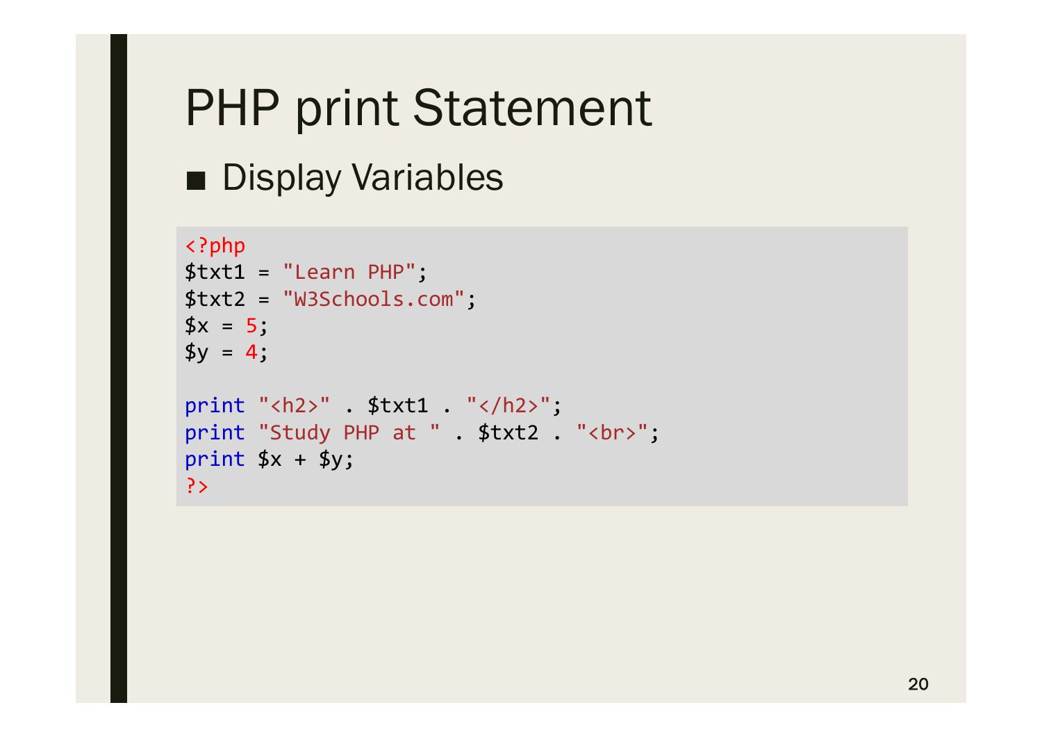# PHP print Statement

- Display Variables

```php
<?php
$txt1 = "Learn PHP";
$txt2 = "W3Schools.com";
$x = 5;
$y = 4;

print "<h2>" . $txt1 . "</h2>";
print "Study PHP at " . $txt2 . "<br>";
print $x + $y;
?>
```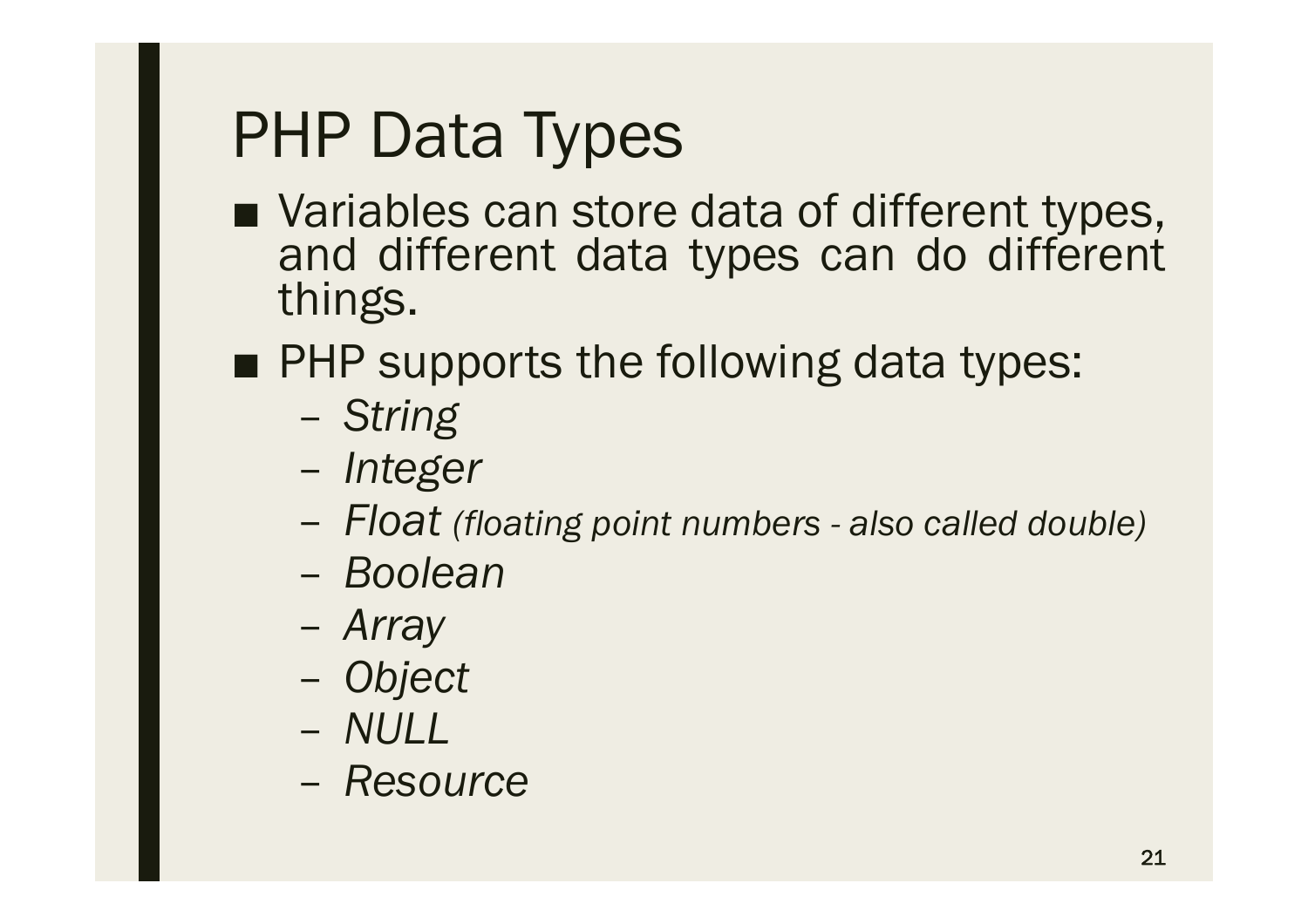# PHP Data Types

- Variables can store data of different types, and different data types can do different things.
- PHP supports the following data types:
  - *String*
  - *Integer*
  - *Float (floating point numbers - also called double)*
  - *Boolean*
  - *Array*
  - *Object*
  - *NULL*
  - *Resource*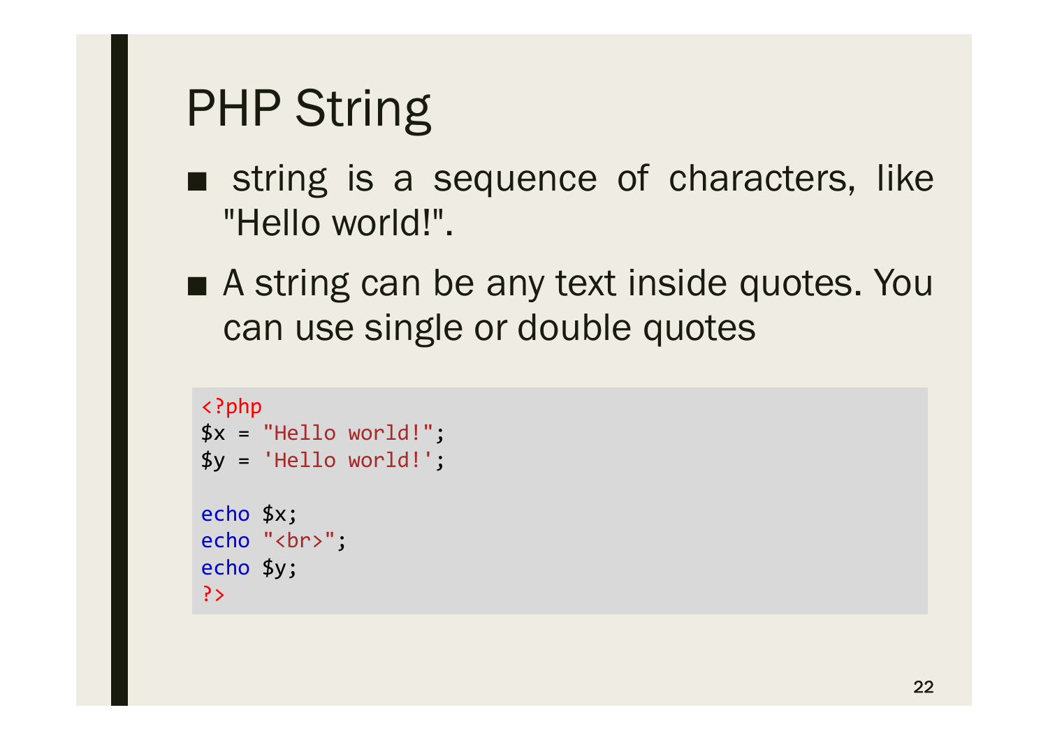# PHP String

- string is a sequence of characters, like "Hello world!".
- A string can be any text inside quotes. You can use single or double quotes

```
<?php
$x = "Hello world!";
$y = 'Hello world!';

echo $x;
echo "<br>";
echo $y;
?>
```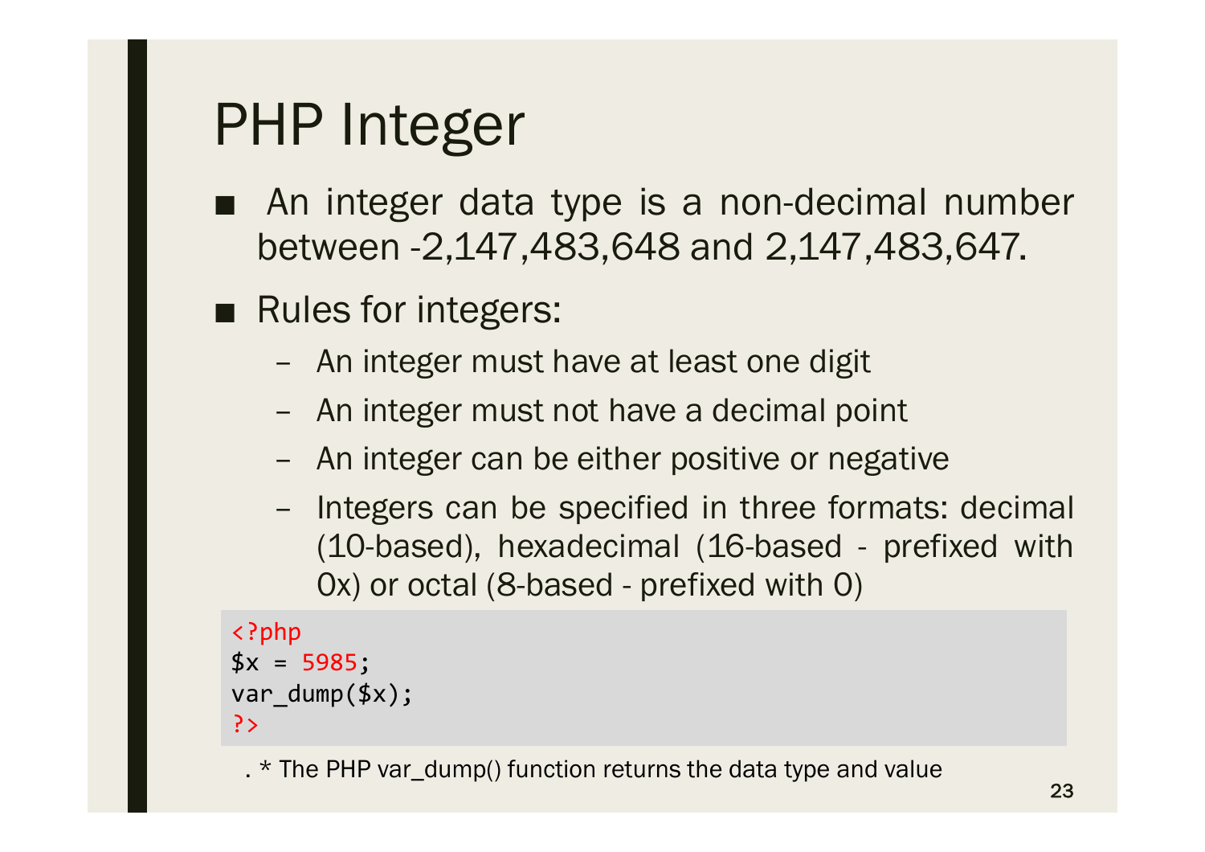# PHP Integer

- An integer data type is a non-decimal number between -2,147,483,648 and 2,147,483,647.
- Rules for integers:
  - An integer must have at least one digit
  - An integer must not have a decimal point
  - An integer can be either positive or negative
  - Integers can be specified in three formats: decimal (10-based), hexadecimal (16-based - prefixed with 0x) or octal (8-based - prefixed with 0)

```
<?php
$x = 5985;
var_dump($x);
?>
```

. * The PHP var_dump() function returns the data type and value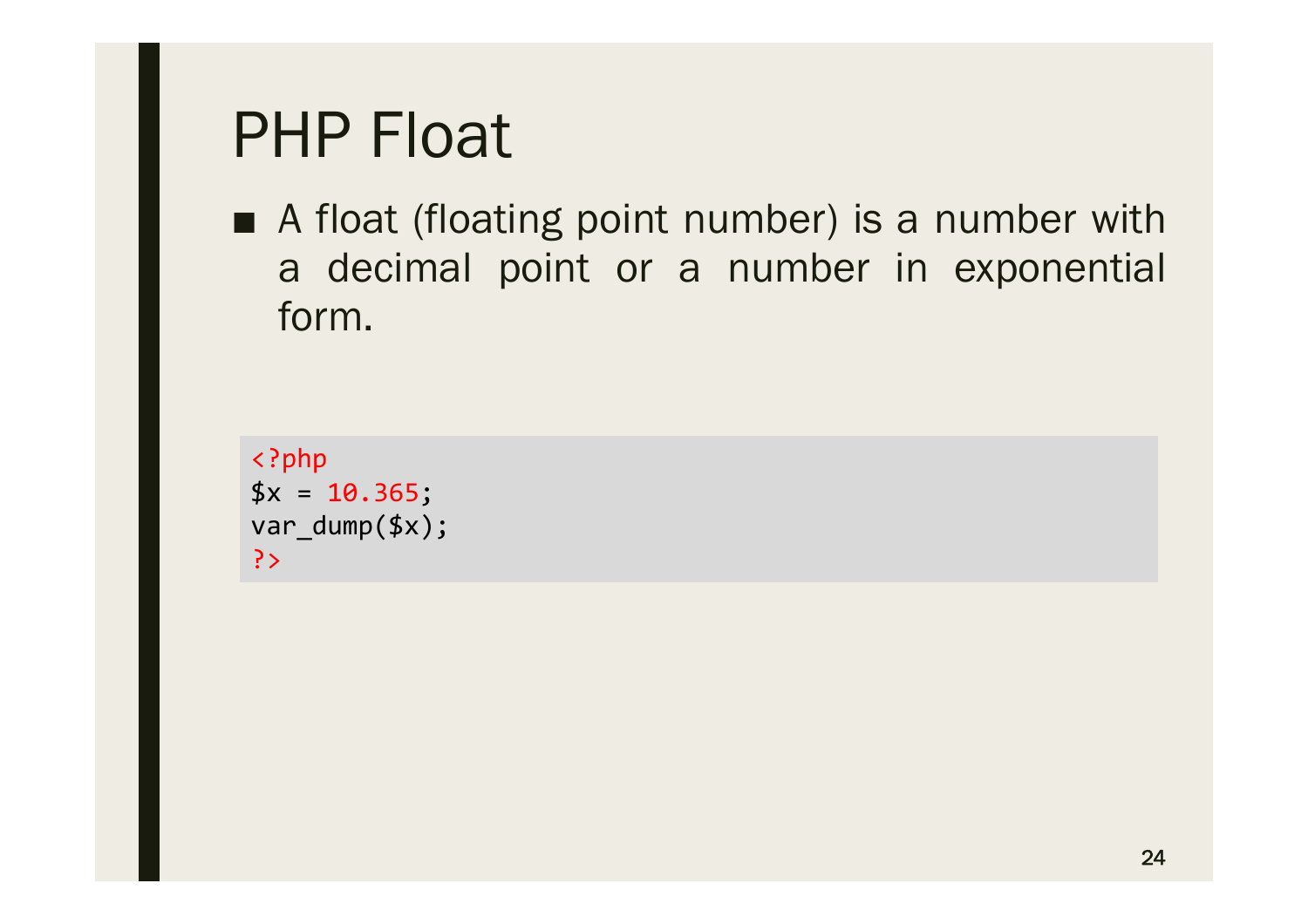# PHP Float

- A float (floating point number) is a number with a decimal point or a number in exponential form.

```
<?php
$x = 10.365;
var_dump($x);
?>
```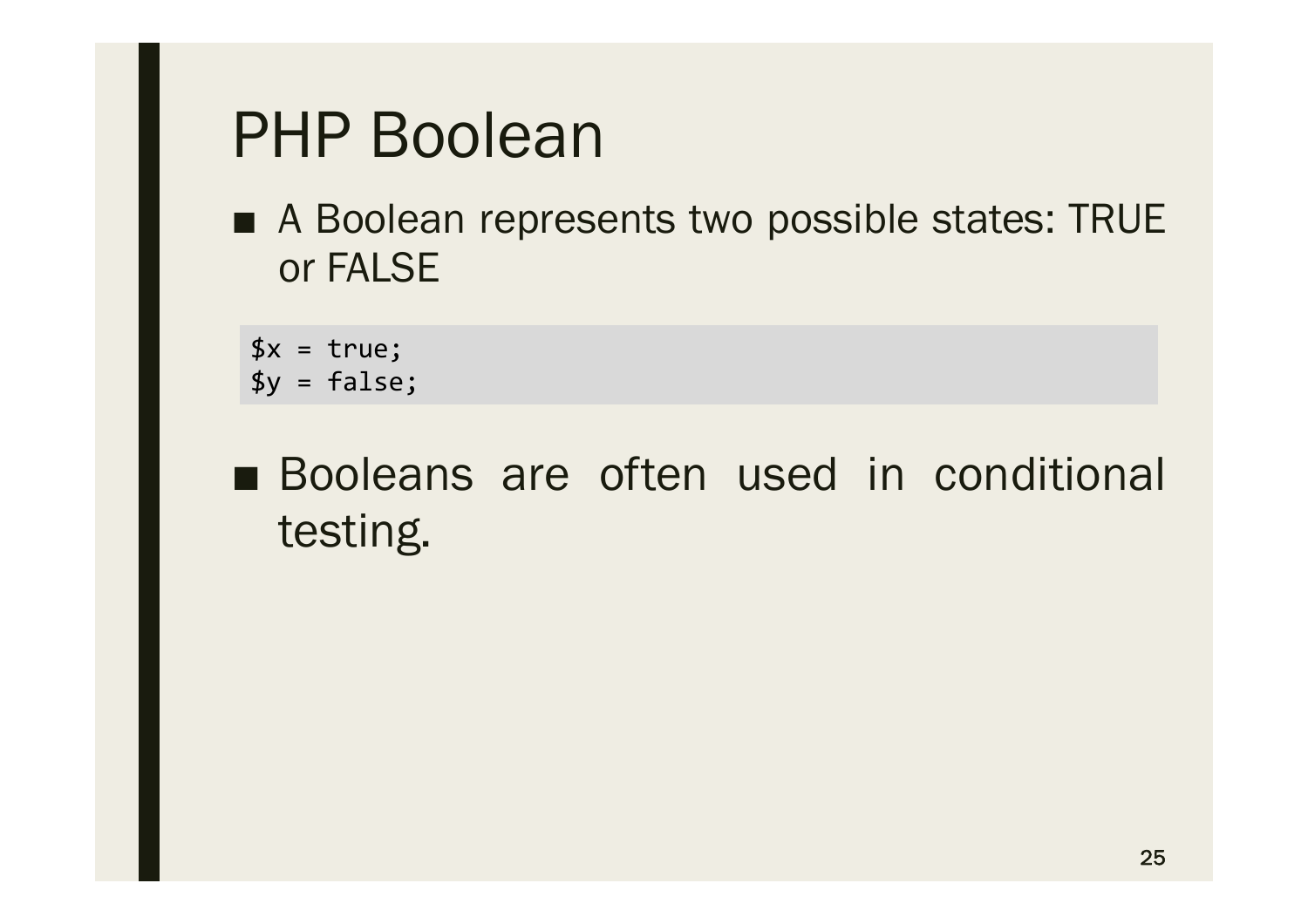# PHP Boolean

- A Boolean represents two possible states: TRUE or FALSE

```
$x = true;
$y = false;
```

- Booleans are often used in conditional testing.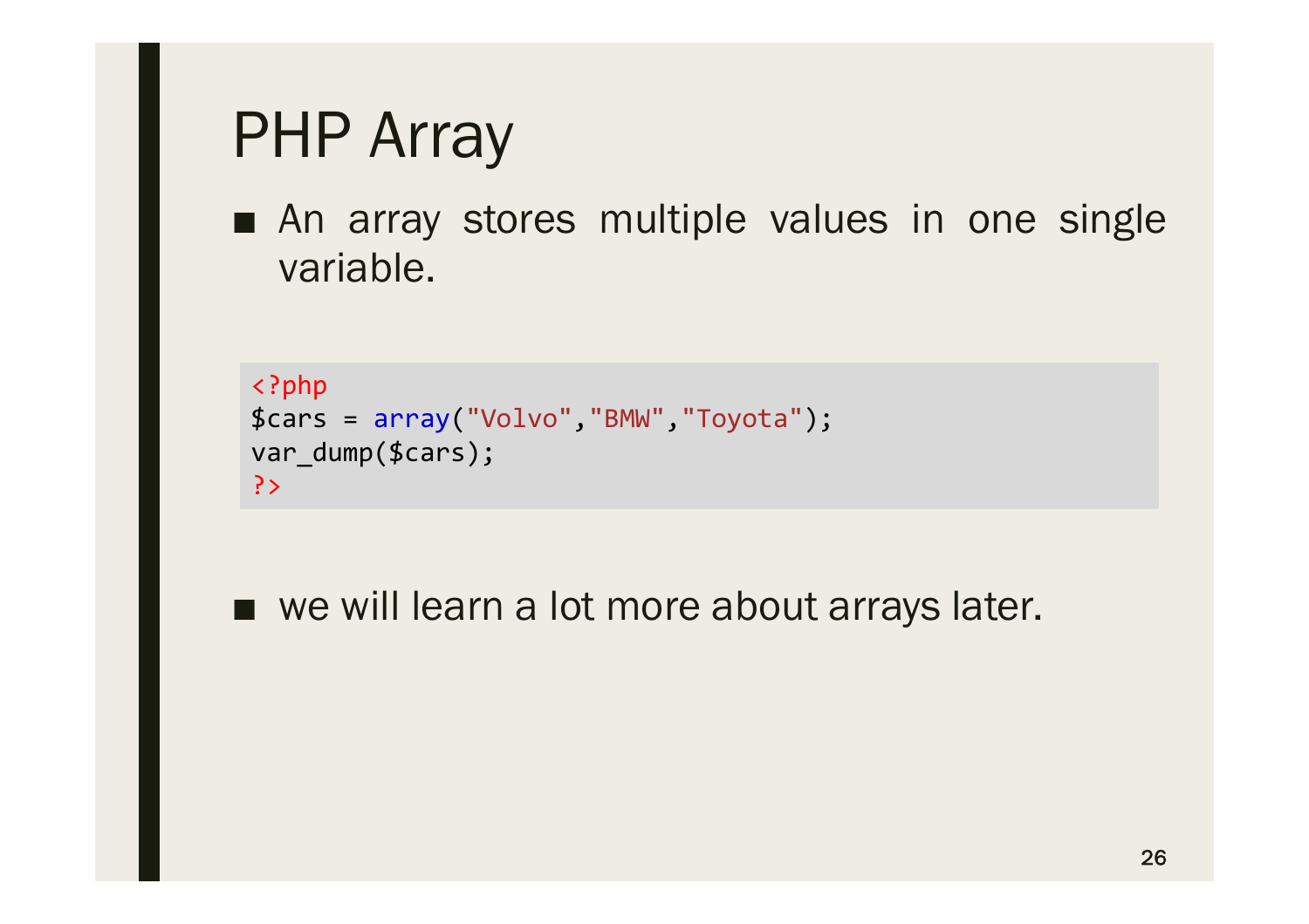# PHP Array

- An array stores multiple values in one single variable.

```
<?php
$cars = array("Volvo","BMW","Toyota");
var_dump($cars);
?>
```

- we will learn a lot more about arrays later.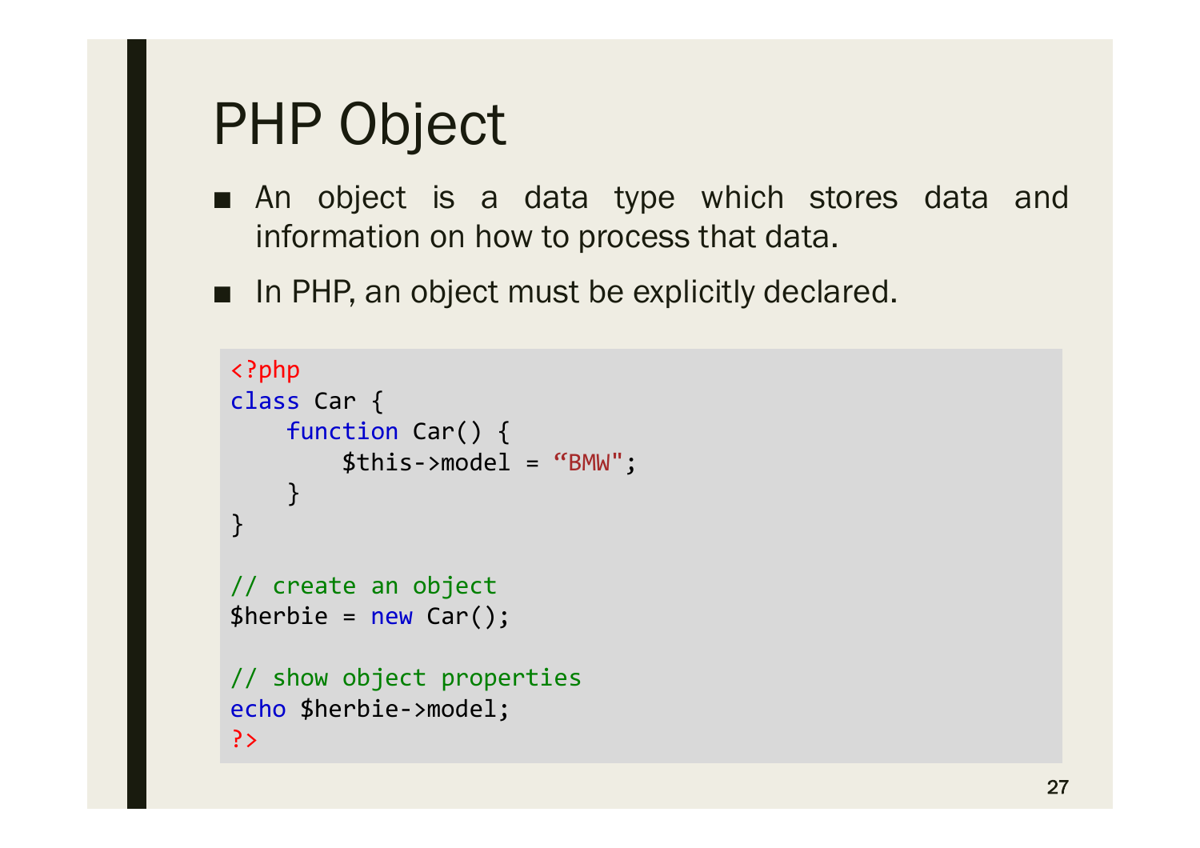# PHP Object

- An object is a data type which stores data and information on how to process that data.
- In PHP, an object must be explicitly declared.

```php
<?php
class Car {
    function Car() {
        $this->model = “BMW";
    }
}

// create an object
$herbie = new Car();

// show object properties
echo $herbie->model;
?>
```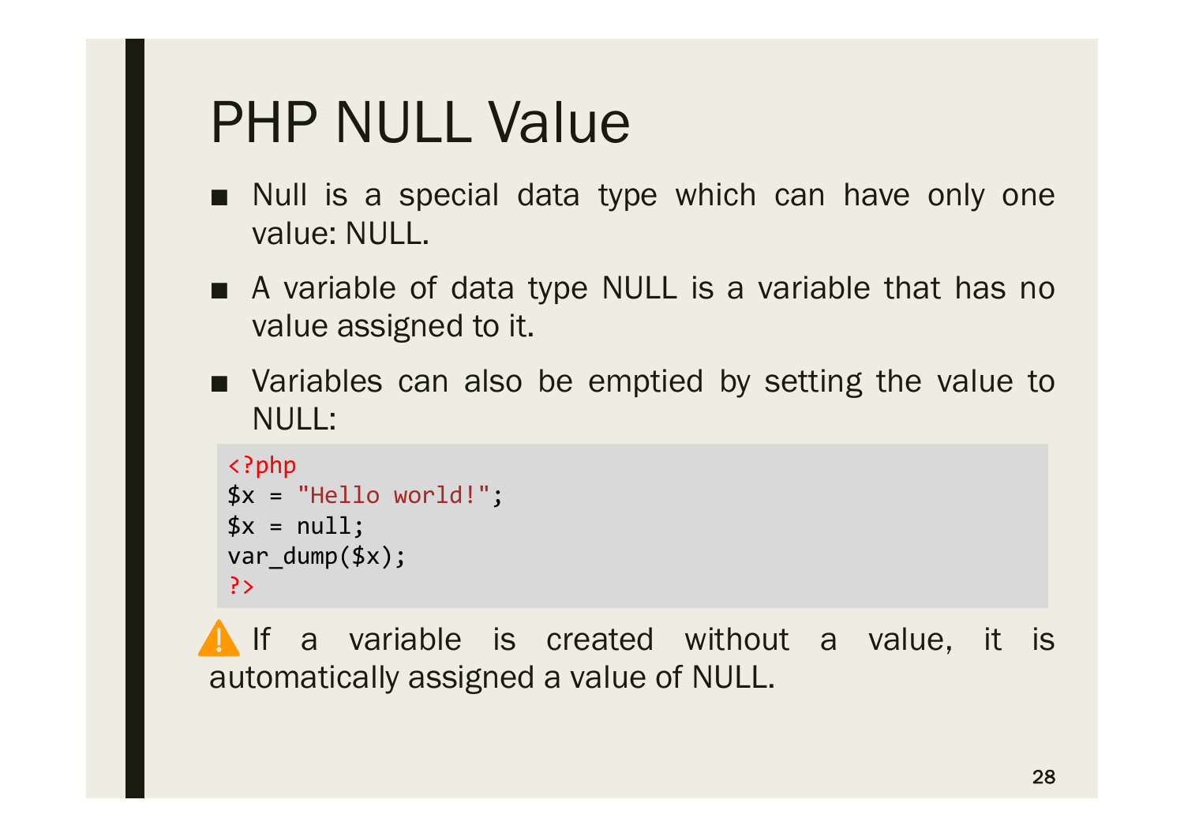# PHP NULL Value

- Null is a special data type which can have only one value: NULL.
- A variable of data type NULL is a variable that has no value assigned to it.
- Variables can also be emptied by setting the value to NULL:

```
<?php
$x = "Hello world!";
$x = null;
var_dump($x);
?>
```

⚠️ If a variable is created without a value, it is automatically assigned a value of NULL.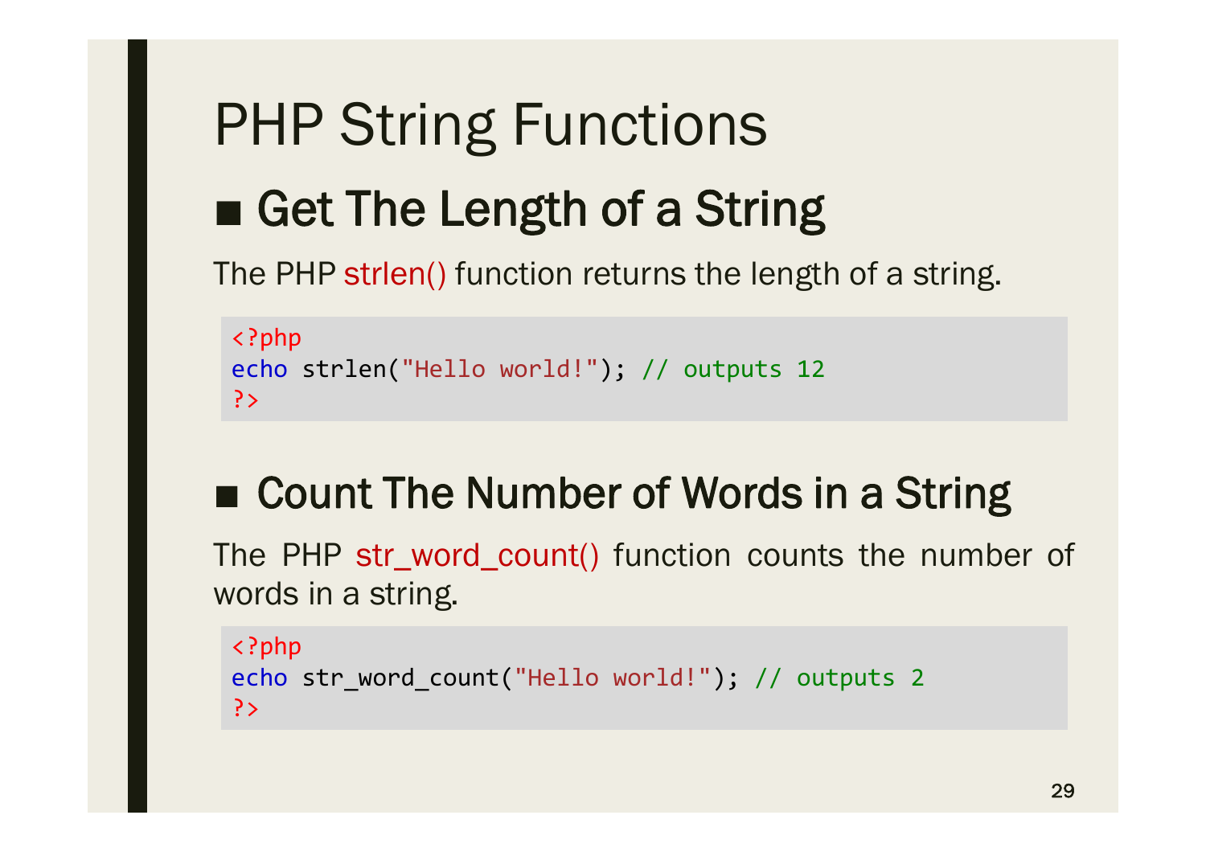# PHP String Functions

## ■ Get The Length of a String

The PHP strlen() function returns the length of a string.

```
<?php
echo strlen("Hello world!"); // outputs 12
?>
```

## ■ Count The Number of Words in a String

The PHP str_word_count() function counts the number of words in a string.

```
<?php
echo str_word_count("Hello world!"); // outputs 2
?>
```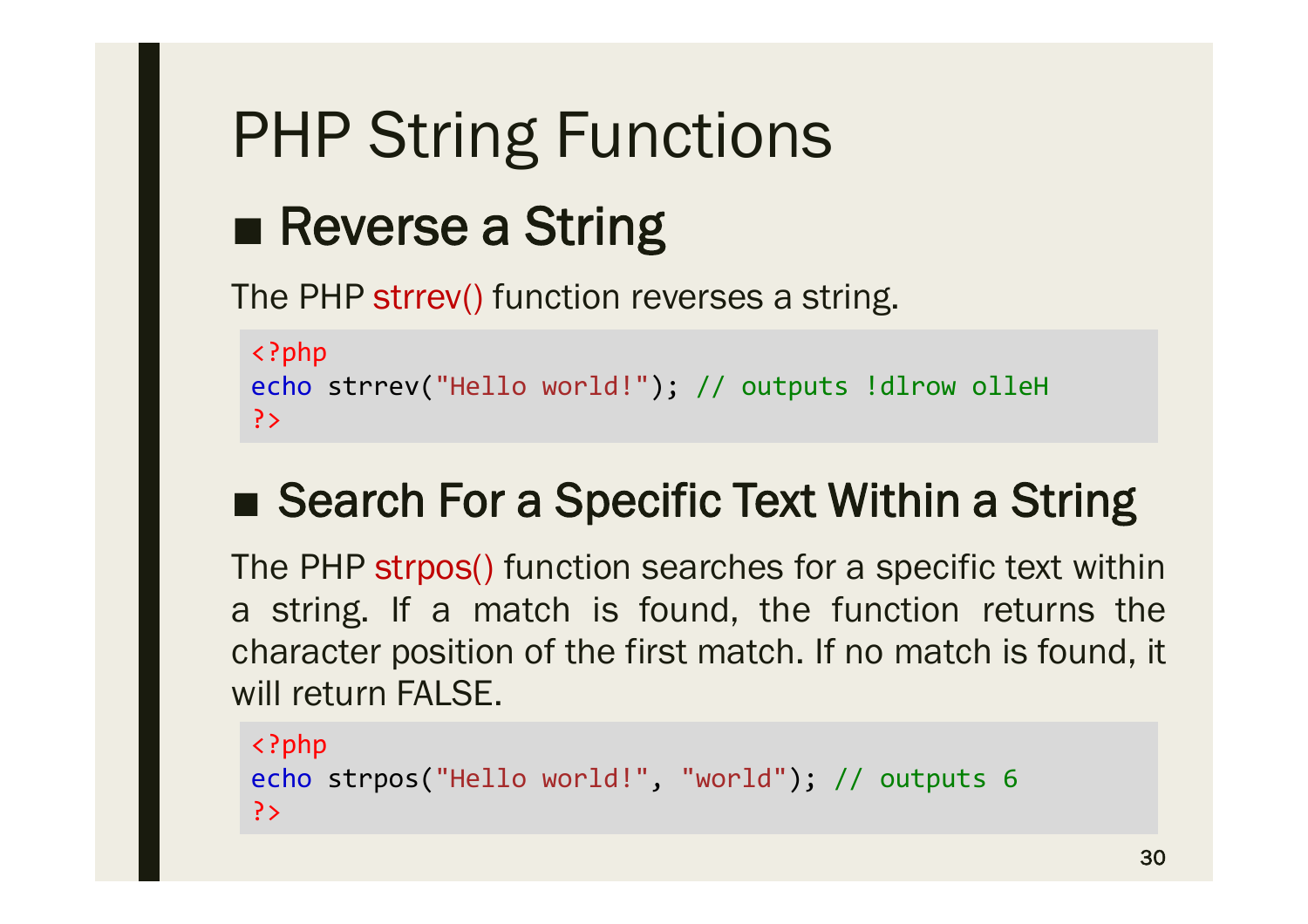# PHP String Functions

## ■ Reverse a String

The PHP strrev() function reverses a string.

```
<?php
echo strrev("Hello world!"); // outputs !dlrow olleH
?>
```

## ■ Search For a Specific Text Within a String

The PHP strpos() function searches for a specific text within a string. If a match is found, the function returns the character position of the first match. If no match is found, it will return FALSE.

```
<?php
echo strpos("Hello world!", "world"); // outputs 6
?>
```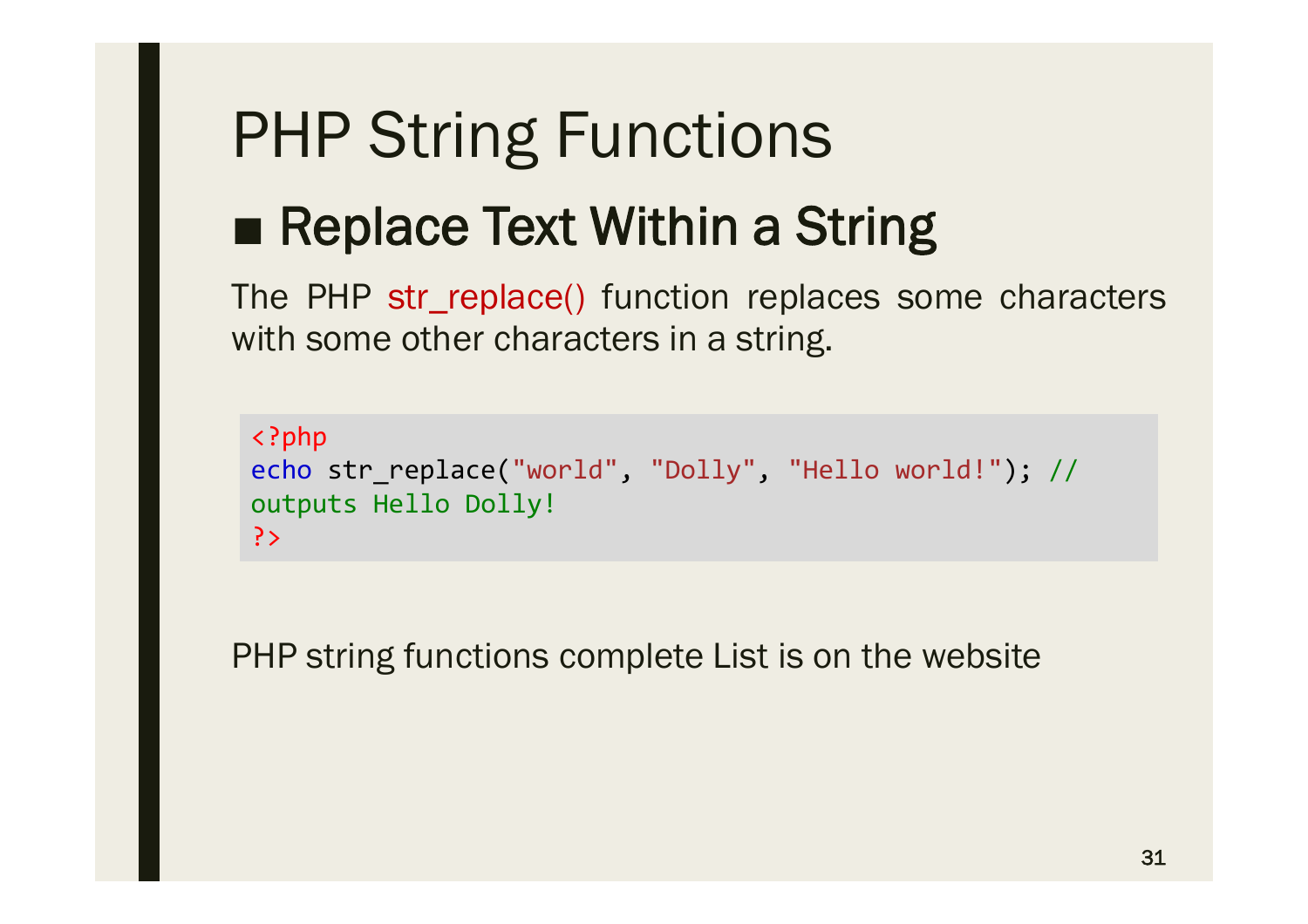# PHP String Functions

## ■ Replace Text Within a String

The PHP str_replace() function replaces some characters with some other characters in a string.

```
<?php
echo str_replace("world", "Dolly", "Hello world!"); //
outputs Hello Dolly!
?>
```

PHP string functions complete List is on the website